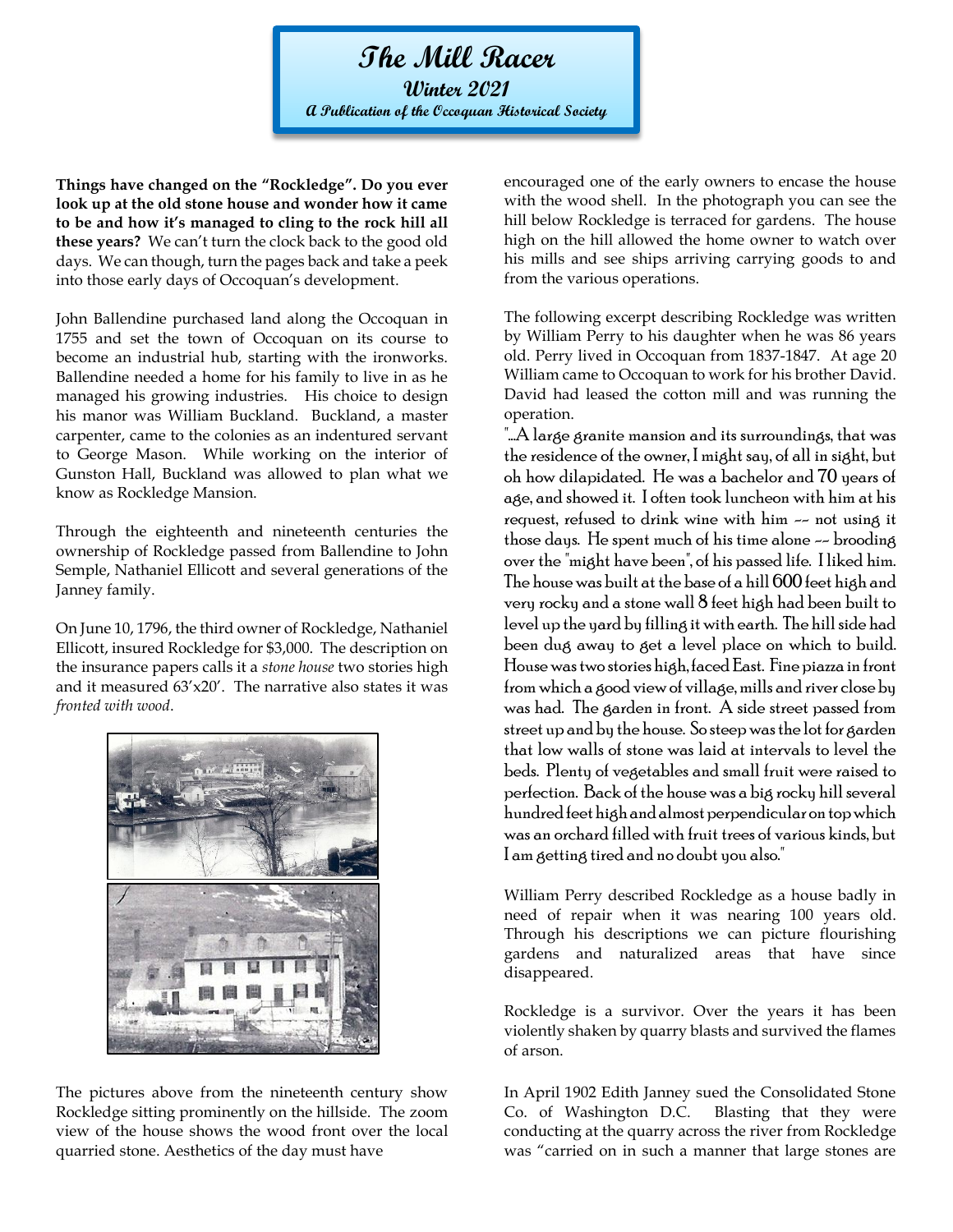# The Mill Racer

## Winter 2021

### A Publication of the Occoquan Historical Society

**Things have changed on the "Rockledge". Do you ever look up at the old stone house and wonder how it came to be and how it's managed to cling to the rock hill all these years?** We can't turn the clock back to the good old days. We can though, turn the pages back and take a peek into those early days of Occoquan's development.

John Ballendine purchased land along the Occoquan in 1755 and set the town of Occoquan on its course to become an industrial hub, starting with the ironworks. Ballendine needed a home for his family to live in as he managed his growing industries. His choice to design his manor was William Buckland. Buckland, a master carpenter, came to the colonies as an indentured servant to George Mason. While working on the interior of Gunston Hall, Buckland was allowed to plan what we know as Rockledge Mansion.

Through the eighteenth and nineteenth centuries the ownership of Rockledge passed from Ballendine to John Semple, Nathaniel Ellicott and several generations of the Janney family.

On June 10, 1796, the third owner of Rockledge, Nathaniel Ellicott, insured Rockledge for $3,000. The description on the insurance papers calls it a *stone house* two stories high and it measured 63'x20'. The narrative also states it was *fronted with wood*.

The pictures above from the nineteenth century show Rockledge sitting prominently on the hillside. The zoom view of the house shows the wood front over the local quarried stone. Aesthetics of the day must have encouraged one of the early owners to encase the house with the wood shell. In the photograph you can see the hill below Rockledge is terraced for gardens. The house high on the hill allowed the home owner to watch over his mills and see ships arriving carrying goods to and from the various operations.

The following excerpt describing Rockledge was written by William Perry to his daughter when he was 86 years old. Perry lived in Occoquan from 1837-1847. At age 20 William came to Occoquan to work for his brother David. David had leased the cotton mill and was running the operation.

"...A large granite mansion and its surroundings, that was the residence of the owner, I might say, of all in sight, but oh how dilapidated. He was a bachelor and 70 years of age, and showed it. I often took luncheon with him at his request, refused to drink wine with him -- not using it those days. He spent much of his time alone -- brooding over the "might have been", of his passed life. I liked him. The house was built at the base of a hill 600 feet high and very rocky and a stone wall 8 feet high had been built to level up the yard by filling it with earth. The hill side had been dug away to get a level place on which to build. House was two stories high, faced East. Fine piazza in front from which a good view of village, mills and river close by was had. The garden in front. A side street passed from street up and by the house. So steep was the lot for garden that low walls of stone was laid at intervals to level the beds. Plenty of vegetables and small fruit were raised to perfection. Back of the house was a big rocky hill several hundred feet high and almost perpendicular on top which was an orchard filled with fruit trees of various kinds, but I am getting tired and no doubt you also."

William Perry described Rockledge as a house badly in need of repair when it was nearing 100 years old. Through his descriptions we can picture flourishing gardens and naturalized areas that have since disappeared.

Rockledge is a survivor. Over the years it has been violently shaken by quarry blasts and survived the flames of arson.

In April 1902 Edith Janney sued the Consolidated Stone Co. of Washington D.C. Blasting that they were conducting at the quarry across the river from Rockledge was "carried on in such a manner that large stones are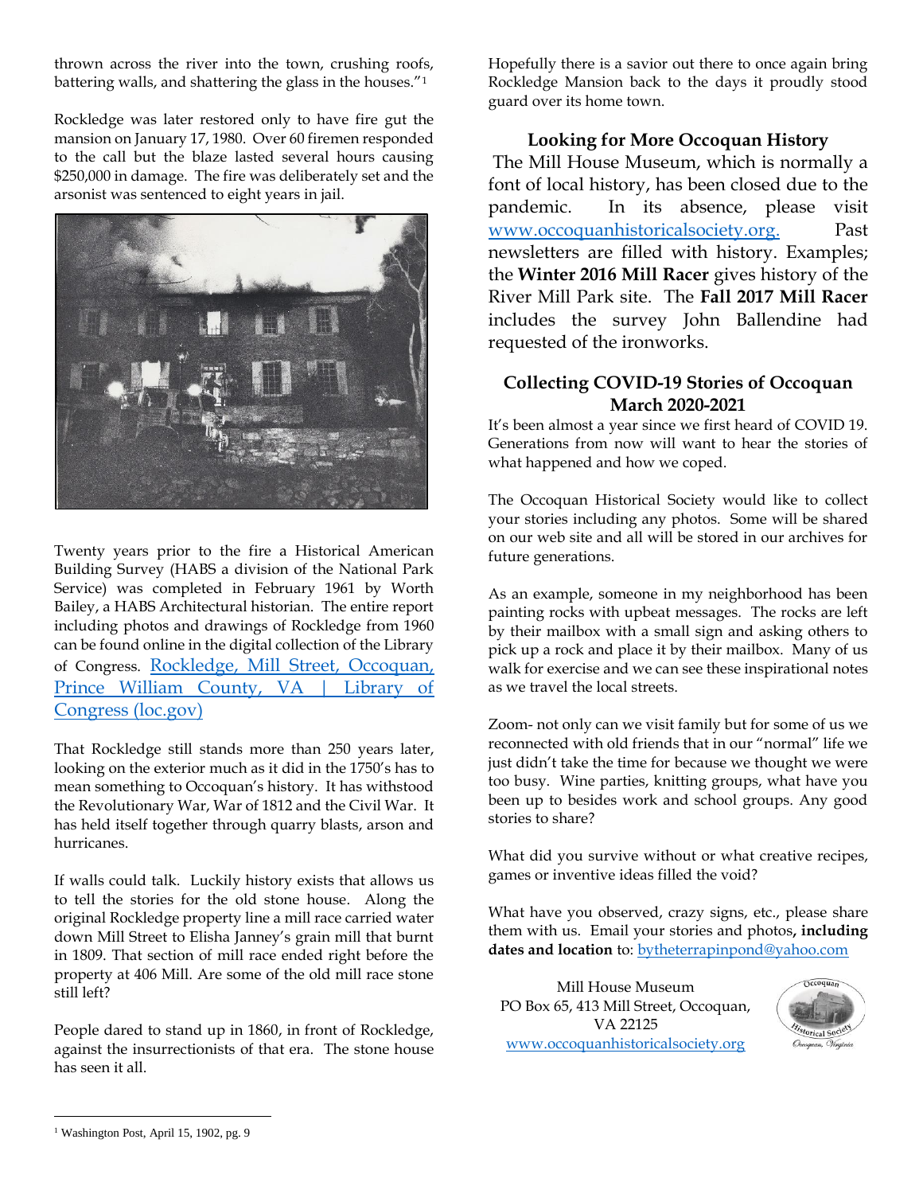thrown across the river into the town, crushing roofs, battering walls, and shattering the glass in the houses."[1]

Rockledge was later restored only to have fire gut the mansion on January 17, 1980. Over 60 firemen responded to the call but the blaze lasted several hours causing $250,000 in damage. The fire was deliberately set and the arsonist was sentenced to eight years in jail.

Twenty years prior to the fire a Historical American Building Survey (HABS a division of the National Park Service) was completed in February 1961 by Worth Bailey, a HABS Architectural historian. The entire report including photos and drawings of Rockledge from 1960 can be found online in the digital collection of the Library of Congress. [Rockledge, Mill Street, Occoquan, Prince William County, VA | Library of Congress (loc.gov)]

That Rockledge still stands more than 250 years later, looking on the exterior much as it did in the 1750's has to mean something to Occoquan's history. It has withstood the Revolutionary War, War of 1812 and the Civil War. It has held itself together through quarry blasts, arson and hurricanes.

If walls could talk. Luckily history exists that allows us to tell the stories for the old stone house. Along the original Rockledge property line a mill race carried water down Mill Street to Elisha Janney's grain mill that burnt in 1809. That section of mill race ended right before the property at 406 Mill. Are some of the old mill race stone still left?

People dared to stand up in 1860, in front of Rockledge, against the insurrectionists of that era. The stone house has seen it all.

Hopefully there is a savior out there to once again bring Rockledge Mansion back to the days it proudly stood guard over its home town.

## Looking for More Occoquan History

The Mill House Museum, which is normally a font of local history, has been closed due to the pandemic. In its absence, please visit www.occoquanhistoricalsociety.org. Past newsletters are filled with history. Examples; the **Winter 2016 Mill Racer** gives history of the River Mill Park site. The **Fall 2017 Mill Racer** includes the survey John Ballendine had requested of the ironworks.

## Collecting COVID-19 Stories of Occoquan March 2020-2021

It's been almost a year since we first heard of COVID 19. Generations from now will want to hear the stories of what happened and how we coped.

The Occoquan Historical Society would like to collect your stories including any photos. Some will be shared on our web site and all will be stored in our archives for future generations.

As an example, someone in my neighborhood has been painting rocks with upbeat messages. The rocks are left by their mailbox with a small sign and asking others to pick up a rock and place it by their mailbox. Many of us walk for exercise and we can see these inspirational notes as we travel the local streets.

Zoom- not only can we visit family but for some of us we reconnected with old friends that in our "normal" life we just didn't take the time for because we thought we were too busy. Wine parties, knitting groups, what have you been up to besides work and school groups. Any good stories to share?

What did you survive without or what creative recipes, games or inventive ideas filled the void?

What have you observed, crazy signs, etc., please share them with us. Email your stories and photos**, including dates and location** to: bytheterrapinpond@yahoo.com

Mill House Museum
PO Box 65, 413 Mill Street, Occoquan, VA 22125
www.occoquanhistoricalsociety.org

Occoquan Historical Society
Occoquan, Virginia

[1] Washington Post, April 15, 1902, pg. 9